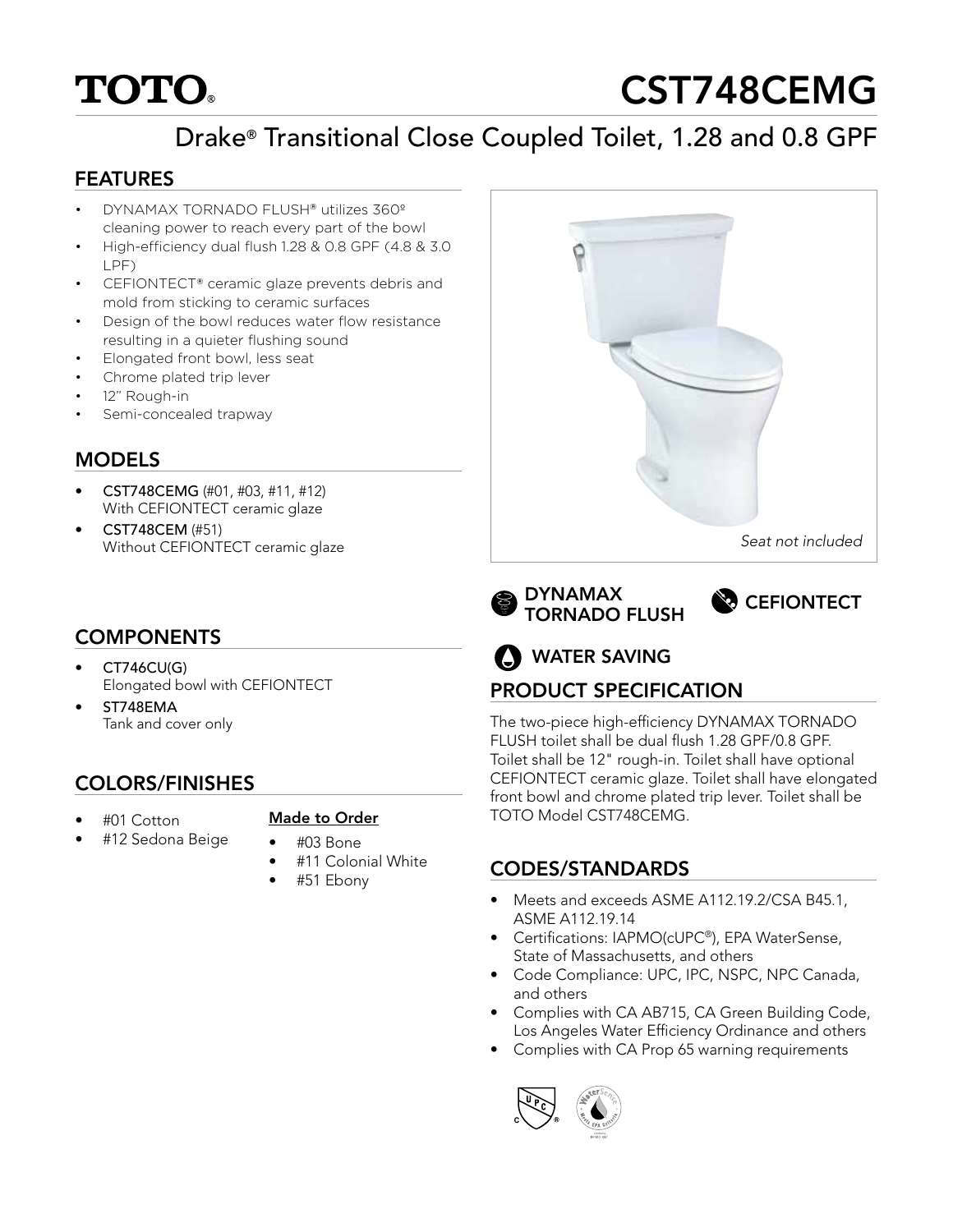# TOTO

# CST748CEMG

## Drake® Transitional Close Coupled Toilet, 1.28 and 0.8 GPF

### FEATURES

- DYNAMAX TORNADO FLUSH® utilizes 360º cleaning power to reach every part of the bowl
- High-efficiency dual flush 1.28 & 0.8 GPF (4.8 & 3.0 LPF)
- CEFIONTECT® ceramic glaze prevents debris and mold from sticking to ceramic surfaces
- Design of the bowl reduces water flow resistance resulting in a quieter flushing sound
- Elongated front bowl, less seat
- Chrome plated trip lever
- 12" Rough-in
- Semi-concealed trapway

*Seat not included*

DYNAMAX TORNADO FLUSH

CEFIONTECT

WATER SAVING

### MODELS

- **CST748CEMG** (#01, #03, #11, #12)
  With CEFIONTECT ceramic glaze
- **CST748CEM** (#51)
  Without CEFIONTECT ceramic glaze

### COMPONENTS

- CT746CU(G)
  Elongated bowl with CEFIONTECT
- ST748EMA
  Tank and cover only

### COLORS/FINISHES

- #01 Cotton
- #12 Sedona Beige

**Made to Order**

- #03 Bone
- #11 Colonial White
- #51 Ebony

### PRODUCT SPECIFICATION

The two-piece high-efficiency DYNAMAX TORNADO FLUSH toilet shall be dual flush 1.28 GPF/0.8 GPF. Toilet shall be 12" rough-in. Toilet shall have optional CEFIONTECT ceramic glaze. Toilet shall have elongated front bowl and chrome plated trip lever. Toilet shall be TOTO Model CST748CEMG.

### CODES/STANDARDS

- Meets and exceeds ASME A112.19.2/CSA B45.1, ASME A112.19.14
- Certifications: IAPMO(cUPC®), EPA WaterSense, State of Massachusetts, and others
- Code Compliance: UPC, IPC, NSPC, NPC Canada, and others
- Complies with CA AB715, CA Green Building Code, Los Angeles Water Efficiency Ordinance and others
- Complies with CA Prop 65 warning requirements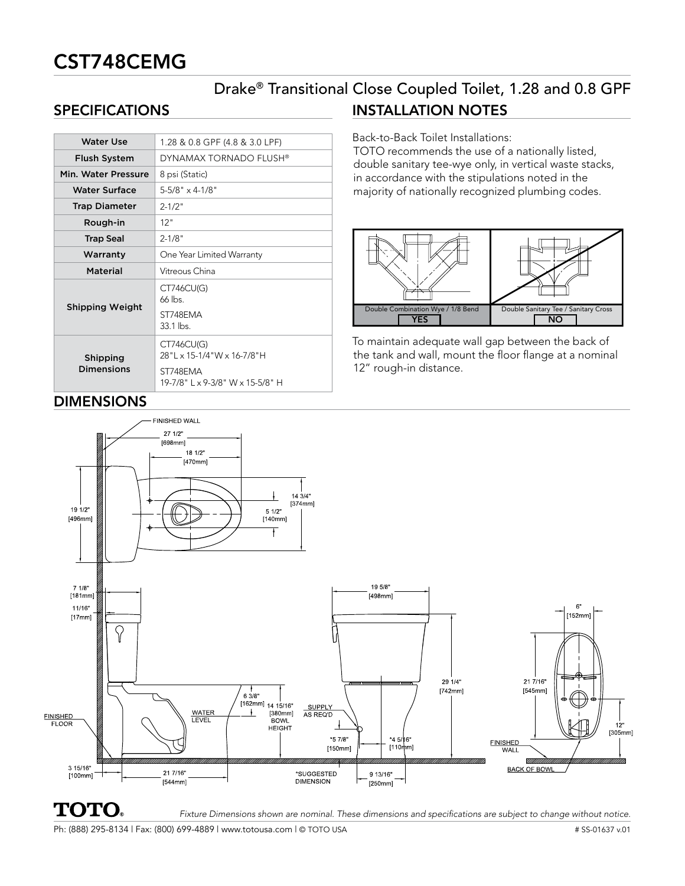# CST748CEMG

## Drake® Transitional Close Coupled Toilet, 1.28 and 0.8 GPF

## SPECIFICATIONS

| | |
|---|---|
| Water Use | 1.28 & 0.8 GPF (4.8 & 3.0 LPF) |
| Flush System | DYNAMAX TORNADO FLUSH® |
| Min. Water Pressure | 8 psi (Static) |
| Water Surface | 5-5/8" x 4-1/8" |
| Trap Diameter | 2-1/2" |
| Rough-in | 12" |
| Trap Seal | 2-1/8" |
| Warranty | One Year Limited Warranty |
| Material | Vitreous China |
| Shipping Weight | CT746CU(G) 66 lbs. ST748EMA 33.1 lbs. |
| Shipping Dimensions | CT746CU(G) 28"L x 15-1/4"W x 16-7/8"H ST748EMA 19-7/8" L x 9-3/8" W x 15-5/8" H |

## INSTALLATION NOTES

Back-to-Back Toilet Installations:
TOTO recommends the use of a nationally listed, double sanitary tee-wye only, in vertical waste stacks, in accordance with the stipulations noted in the majority of nationally recognized plumbing codes.

Double Combination Wye / 1/8 Bend
YES

Double Sanitary Tee / Sanitary Cross
NO

To maintain adequate wall gap between the back of the tank and wall, mount the floor flange at a nominal 12" rough-in distance.

## DIMENSIONS

FINISHED WALL
27 1/2" [698mm]
18 1/2" [470mm]
14 3/4" [374mm]
19 1/2" [496mm]
5 1/2" [140mm]
7 1/8" [181mm]
11/16" [17mm]
19 5/8" [498mm]
6" [152mm]
29 1/4" [742mm]
21 7/16" [545mm]
6 3/8" [162mm]
14 15/16" [380mm] BOWL HEIGHT
WATER LEVEL
SUPPLY AS REQ'D
FINISHED FLOOR
*5 7/8" [150mm]
*4 5/16" [110mm]
12" [305mm]
FINISHED WALL
3 15/16" [100mm]
21 7/16" [544mm]
*SUGGESTED DIMENSION
9 13/16" [250mm]
BACK OF BOWL

TOTO®

*Fixture Dimensions shown are nominal. These dimensions and specifications are subject to change without notice.*

Ph: (888) 295-8134 | Fax: (800) 699-4889 | www.totousa.com | © TOTO USA

# SS-01637 v.01